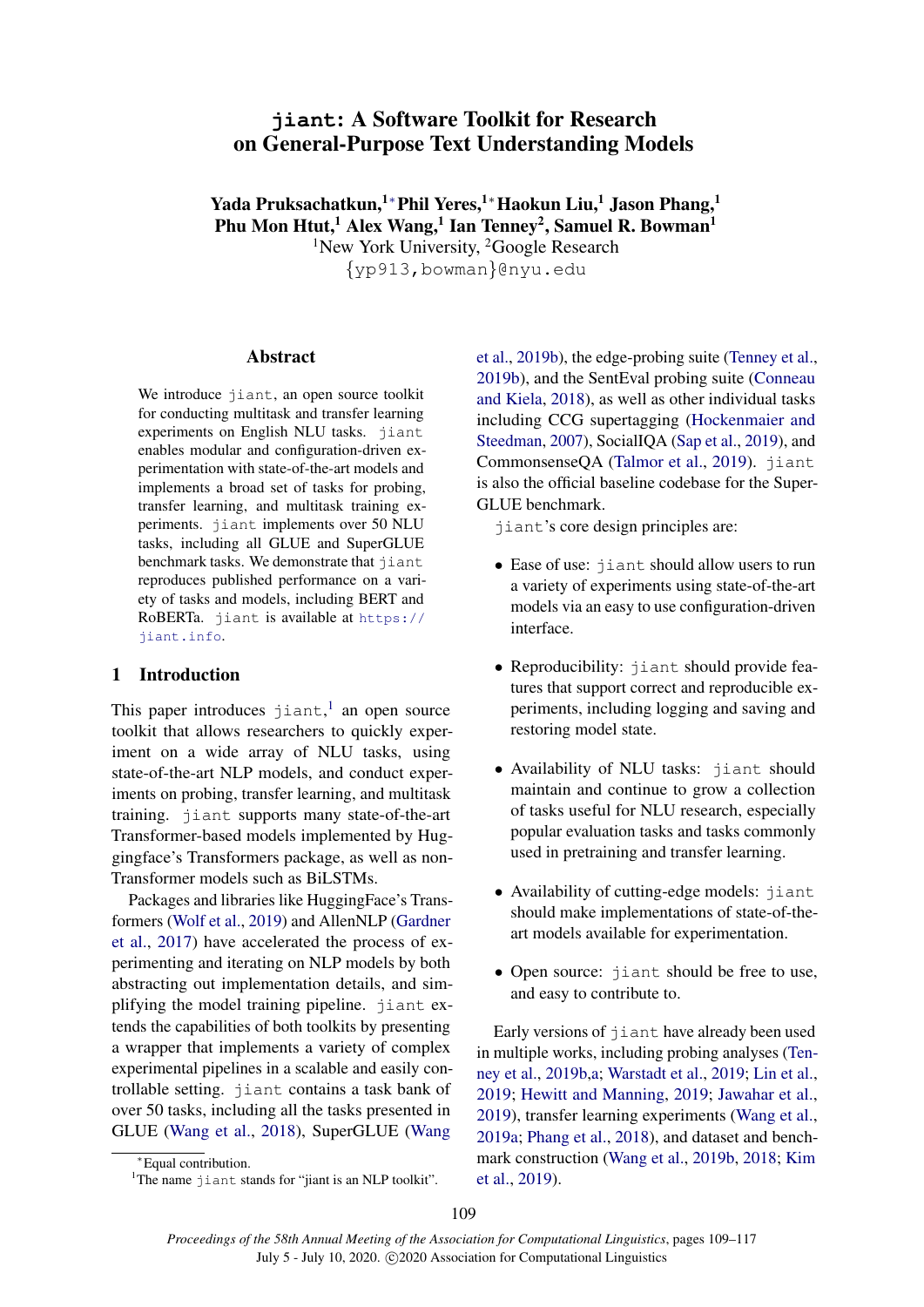# `jiant`: A Software Toolkit for Research on General-Purpose Text Understanding Models

**Yada Pruksachatkun,[1]* Phil Yeres,[1]* Haokun Liu,[1] Jason Phang,[1] Phu Mon Htut,[1] Alex Wang,[1] Ian Tenney[2], Samuel R. Bowman[1]**

[1]New York University, [2]Google Research

{yp913,bowman}@nyu.edu

## Abstract

We introduce `jiant`, an open source toolkit for conducting multitask and transfer learning experiments on English NLU tasks. `jiant` enables modular and configuration-driven experimentation with state-of-the-art models and implements a broad set of tasks for probing, transfer learning, and multitask training experiments. `jiant` implements over 50 NLU tasks, including all GLUE and SuperGLUE benchmark tasks. We demonstrate that `jiant` reproduces published performance on a variety of tasks and models, including BERT and RoBERTa. `jiant` is available at https://jiant.info.

## 1 Introduction

This paper introduces `jiant`,[1] an open source toolkit that allows researchers to quickly experiment on a wide array of NLU tasks, using state-of-the-art NLP models, and conduct experiments on probing, transfer learning, and multitask training. `jiant` supports many state-of-the-art Transformer-based models implemented by Huggingface's Transformers package, as well as non-Transformer models such as BiLSTMs.

Packages and libraries like HuggingFace's Transformers (Wolf et al., 2019) and AllenNLP (Gardner et al., 2017) have accelerated the process of experimenting and iterating on NLP models by both abstracting out implementation details, and simplifying the model training pipeline. `jiant` extends the capabilities of both toolkits by presenting a wrapper that implements a variety of complex experimental pipelines in a scalable and easily controllable setting. `jiant` contains a task bank of over 50 tasks, including all the tasks presented in GLUE (Wang et al., 2018), SuperGLUE (Wang et al., 2019b), the edge-probing suite (Tenney et al., 2019b), and the SentEval probing suite (Conneau and Kiela, 2018), as well as other individual tasks including CCG supertagging (Hockenmaier and Steedman, 2007), SocialIQA (Sap et al., 2019), and CommonsenseQA (Talmor et al., 2019). `jiant` is also the official baseline codebase for the SuperGLUE benchmark.

`jiant`'s core design principles are:

- Ease of use: `jiant` should allow users to run a variety of experiments using state-of-the-art models via an easy to use configuration-driven interface.
- Reproducibility: `jiant` should provide features that support correct and reproducible experiments, including logging and saving and restoring model state.
- Availability of NLU tasks: `jiant` should maintain and continue to grow a collection of tasks useful for NLU research, especially popular evaluation tasks and tasks commonly used in pretraining and transfer learning.
- Availability of cutting-edge models: `jiant` should make implementations of state-of-the-art models available for experimentation.
- Open source: `jiant` should be free to use, and easy to contribute to.

Early versions of `jiant` have already been used in multiple works, including probing analyses (Tenney et al., 2019b,a; Warstadt et al., 2019; Lin et al., 2019; Hewitt and Manning, 2019; Jawahar et al., 2019), transfer learning experiments (Wang et al., 2019a; Phang et al., 2018), and dataset and benchmark construction (Wang et al., 2019b, 2018; Kim et al., 2019).

*Equal contribution.

[1]The name `jiant` stands for "jiant is an NLP toolkit".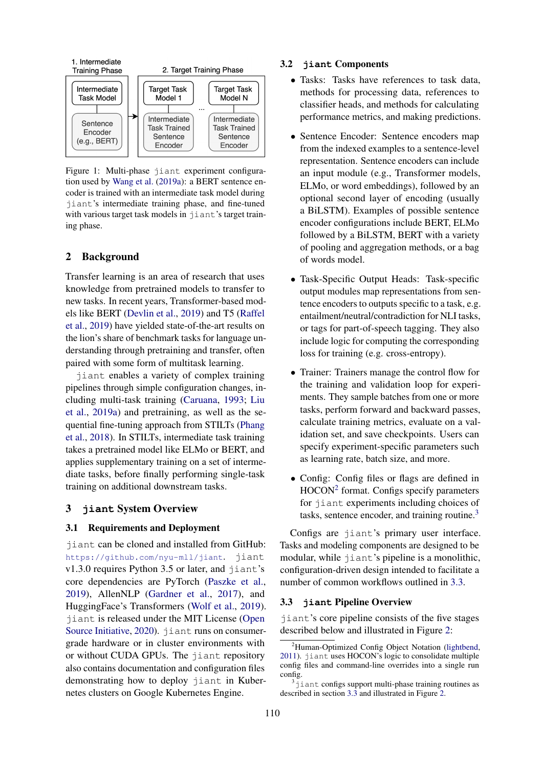1. Intermediate Training Phase

2. Target Training Phase

Figure 1: Multi-phase `jiant` experiment configuration used by Wang et al. (2019a): a BERT sentence encoder is trained with an intermediate task model during `jiant`'s intermediate training phase, and fine-tuned with various target task models in `jiant`'s target training phase.

## 2 Background

Transfer learning is an area of research that uses knowledge from pretrained models to transfer to new tasks. In recent years, Transformer-based models like BERT (Devlin et al., 2019) and T5 (Raffel et al., 2019) have yielded state-of-the-art results on the lion's share of benchmark tasks for language understanding through pretraining and transfer, often paired with some form of multitask learning.

`jiant` enables a variety of complex training pipelines through simple configuration changes, including multi-task training (Caruana, 1993; Liu et al., 2019a) and pretraining, as well as the sequential fine-tuning approach from STILTs (Phang et al., 2018). In STILTs, intermediate task training takes a pretrained model like ELMo or BERT, and applies supplementary training on a set of intermediate tasks, before finally performing single-task training on additional downstream tasks.

## 3 `jiant` System Overview

### 3.1 Requirements and Deployment

`jiant` can be cloned and installed from GitHub: https://github.com/nyu-mll/jiant. `jiant` v1.3.0 requires Python 3.5 or later, and `jiant`'s core dependencies are PyTorch (Paszke et al., 2019), AllenNLP (Gardner et al., 2017), and HuggingFace's Transformers (Wolf et al., 2019). `jiant` is released under the MIT License (Open Source Initiative, 2020). `jiant` runs on consumer-grade hardware or in cluster environments with or without CUDA GPUs. The `jiant` repository also contains documentation and configuration files demonstrating how to deploy `jiant` in Kubernetes clusters on Google Kubernetes Engine.

### 3.2 `jiant` Components

- Tasks: Tasks have references to task data, methods for processing data, references to classifier heads, and methods for calculating performance metrics, and making predictions.
- Sentence Encoder: Sentence encoders map from the indexed examples to a sentence-level representation. Sentence encoders can include an input module (e.g., Transformer models, ELMo, or word embeddings), followed by an optional second layer of encoding (usually a BiLSTM). Examples of possible sentence encoder configurations include BERT, ELMo followed by a BiLSTM, BERT with a variety of pooling and aggregation methods, or a bag of words model.
- Task-Specific Output Heads: Task-specific output modules map representations from sentence encoders to outputs specific to a task, e.g. entailment/neutral/contradiction for NLI tasks, or tags for part-of-speech tagging. They also include logic for computing the corresponding loss for training (e.g. cross-entropy).
- Trainer: Trainers manage the control flow for the training and validation loop for experiments. They sample batches from one or more tasks, perform forward and backward passes, calculate training metrics, evaluate on a validation set, and save checkpoints. Users can specify experiment-specific parameters such as learning rate, batch size, and more.
- Config: Config files or flags are defined in HOCON[2] format. Configs specify parameters for `jiant` experiments including choices of tasks, sentence encoder, and training routine.[3]

Configs are `jiant`'s primary user interface. Tasks and modeling components are designed to be modular, while `jiant`'s pipeline is a monolithic, configuration-driven design intended to facilitate a number of common workflows outlined in 3.3.

### 3.3 `jiant` Pipeline Overview

`jiant`'s core pipeline consists of the five stages described below and illustrated in Figure 2:

[2]Human-Optimized Config Object Notation (lightbend, 2011). `jiant` uses HOCON's logic to consolidate multiple config files and command-line overrides into a single run config.

[3]`jiant` configs support multi-phase training routines as described in section 3.3 and illustrated in Figure 2.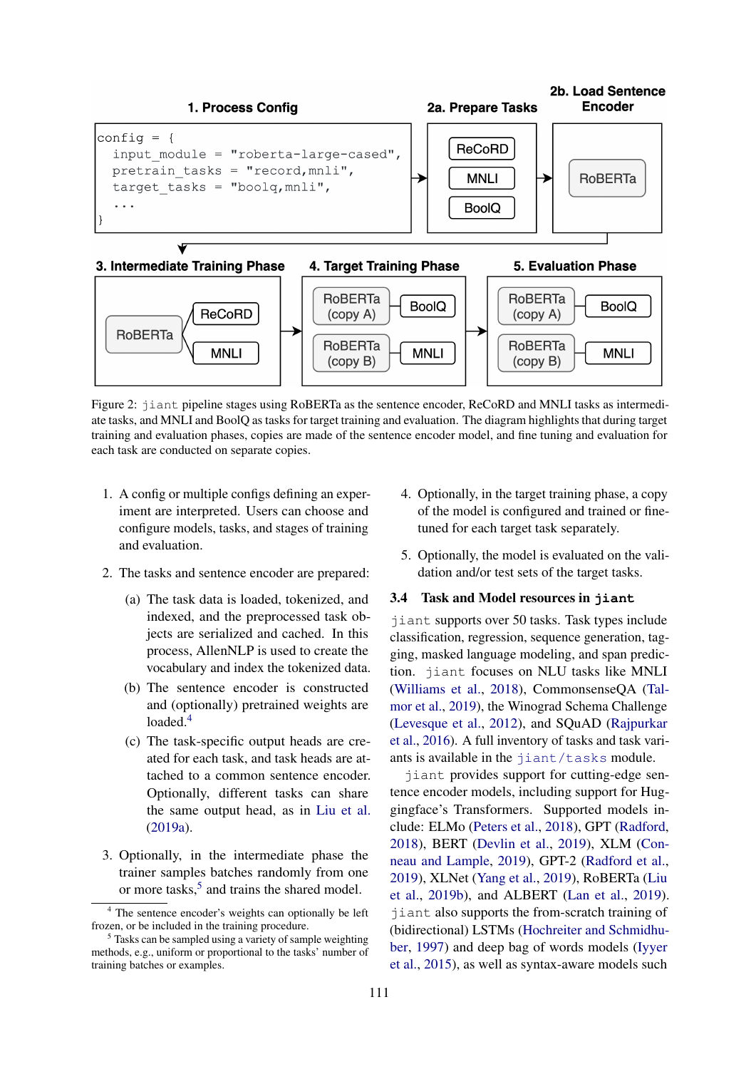Figure 2: `jiant` pipeline stages using RoBERTa as the sentence encoder, ReCoRD and MNLI tasks as intermediate tasks, and MNLI and BoolQ as tasks for target training and evaluation. The diagram highlights that during target training and evaluation phases, copies are made of the sentence encoder model, and fine tuning and evaluation for each task are conducted on separate copies.

1. A config or multiple configs defining an experiment are interpreted. Users can choose and configure models, tasks, and stages of training and evaluation.
2. The tasks and sentence encoder are prepared:
   (a) The task data is loaded, tokenized, and indexed, and the preprocessed task objects are serialized and cached. In this process, AllenNLP is used to create the vocabulary and index the tokenized data.
   (b) The sentence encoder is constructed and (optionally) pretrained weights are loaded.[4]
   (c) The task-specific output heads are created for each task, and task heads are attached to a common sentence encoder. Optionally, different tasks can share the same output head, as in Liu et al. (2019a).
3. Optionally, in the intermediate phase the trainer samples batches randomly from one or more tasks,[5] and trains the shared model.
4. Optionally, in the target training phase, a copy of the model is configured and trained or fine-tuned for each target task separately.
5. Optionally, the model is evaluated on the validation and/or test sets of the target tasks.

### 3.4 Task and Model resources in `jiant`

`jiant` supports over 50 tasks. Task types include classification, regression, sequence generation, tagging, masked language modeling, and span prediction. `jiant` focuses on NLU tasks like MNLI (Williams et al., 2018), CommonsenseQA (Talmor et al., 2019), the Winograd Schema Challenge (Levesque et al., 2012), and SQuAD (Rajpurkar et al., 2016). A full inventory of tasks and task variants is available in the `jiant/tasks` module.

`jiant` provides support for cutting-edge sentence encoder models, including support for Huggingface's Transformers. Supported models include: ELMo (Peters et al., 2018), GPT (Radford, 2018), BERT (Devlin et al., 2019), XLM (Conneau and Lample, 2019), GPT-2 (Radford et al., 2019), XLNet (Yang et al., 2019), RoBERTa (Liu et al., 2019b), and ALBERT (Lan et al., 2019). `jiant` also supports the from-scratch training of (bidirectional) LSTMs (Hochreiter and Schmidhuber, 1997) and deep bag of words models (Iyyer et al., 2015), as well as syntax-aware models such

[4] The sentence encoder's weights can optionally be left frozen, or be included in the training procedure.

[5] Tasks can be sampled using a variety of sample weighting methods, e.g., uniform or proportional to the tasks' number of training batches or examples.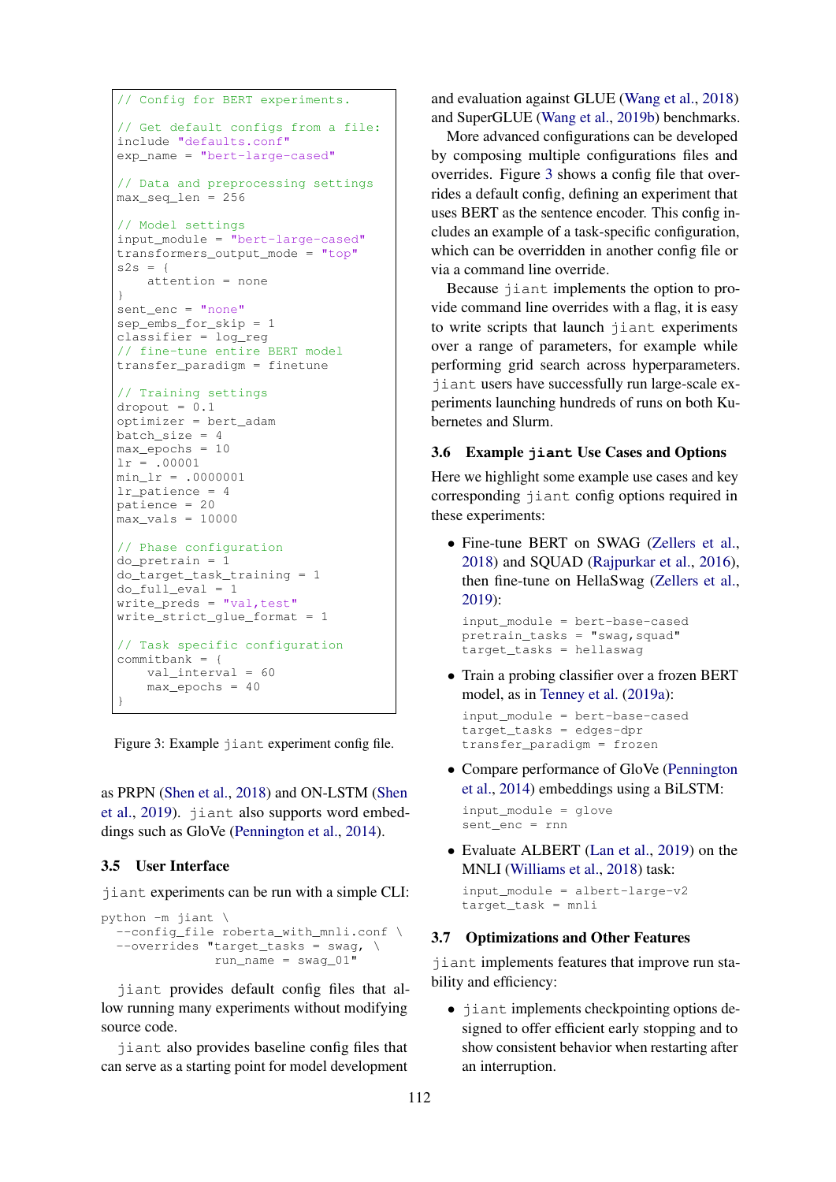```
// Config for BERT experiments.

// Get default configs from a file:
include "defaults.conf"
exp_name = "bert-large-cased"

// Data and preprocessing settings
max_seq_len = 256

// Model settings
input_module = "bert-large-cased"
transformers_output_mode = "top"
s2s = {
    attention = none
}
sent_enc = "none"
sep_embs_for_skip = 1
classifier = log_reg
// fine-tune entire BERT model
transfer_paradigm = finetune

// Training settings
dropout = 0.1
optimizer = bert_adam
batch_size = 4
max_epochs = 10
lr = .00001
min_lr = .0000001
lr_patience = 4
patience = 20
max_vals = 10000

// Phase configuration
do_pretrain = 1
do_target_task_training = 1
do_full_eval = 1
write_preds = "val,test"
write_strict_glue_format = 1

// Task specific configuration
commitbank = {
    val_interval = 60
    max_epochs = 40
}
```

Figure 3: Example jiant experiment config file.

as PRPN (Shen et al., 2018) and ON-LSTM (Shen et al., 2019). jiant also supports word embeddings such as GloVe (Pennington et al., 2014).

### 3.5 User Interface

jiant experiments can be run with a simple CLI:

```
python -m jiant \
  --config_file roberta_with_mnli.conf \
  --overrides "target_tasks = swag, \
               run_name = swag_01"
```

jiant provides default config files that allow running many experiments without modifying source code.

jiant also provides baseline config files that can serve as a starting point for model development and evaluation against GLUE (Wang et al., 2018) and SuperGLUE (Wang et al., 2019b) benchmarks.

More advanced configurations can be developed by composing multiple configurations files and overrides. Figure 3 shows a config file that overrides a default config, defining an experiment that uses BERT as the sentence encoder. This config includes an example of a task-specific configuration, which can be overridden in another config file or via a command line override.

Because jiant implements the option to provide command line overrides with a flag, it is easy to write scripts that launch jiant experiments over a range of parameters, for example while performing grid search across hyperparameters. jiant users have successfully run large-scale experiments launching hundreds of runs on both Kubernetes and Slurm.

### 3.6 Example jiant Use Cases and Options

Here we highlight some example use cases and key corresponding jiant config options required in these experiments:

- Fine-tune BERT on SWAG (Zellers et al., 2018) and SQUAD (Rajpurkar et al., 2016), then fine-tune on HellaSwag (Zellers et al., 2019):

```
input_module = bert-base-cased
pretrain_tasks = "swag,squad"
target_tasks = hellaswag
```

- Train a probing classifier over a frozen BERT model, as in Tenney et al. (2019a):

```
input_module = bert-base-cased
target_tasks = edges-dpr
transfer_paradigm = frozen
```

- Compare performance of GloVe (Pennington et al., 2014) embeddings using a BiLSTM:

```
input_module = glove
sent_enc = rnn
```

- Evaluate ALBERT (Lan et al., 2019) on the MNLI (Williams et al., 2018) task:

```
input_module = albert-large-v2
target_task = mnli
```

### 3.7 Optimizations and Other Features

jiant implements features that improve run stability and efficiency:

- jiant implements checkpointing options designed to offer efficient early stopping and to show consistent behavior when restarting after an interruption.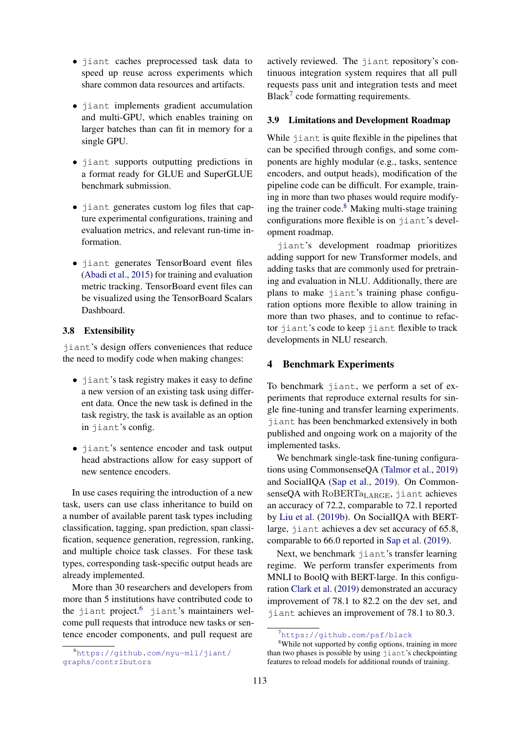- jiant caches preprocessed task data to speed up reuse across experiments which share common data resources and artifacts.
- jiant implements gradient accumulation and multi-GPU, which enables training on larger batches than can fit in memory for a single GPU.
- jiant supports outputting predictions in a format ready for GLUE and SuperGLUE benchmark submission.
- jiant generates custom log files that capture experimental configurations, training and evaluation metrics, and relevant run-time information.
- jiant generates TensorBoard event files (Abadi et al., 2015) for training and evaluation metric tracking. TensorBoard event files can be visualized using the TensorBoard Scalars Dashboard.

### 3.8 Extensibility

jiant's design offers conveniences that reduce the need to modify code when making changes:

- jiant's task registry makes it easy to define a new version of an existing task using different data. Once the new task is defined in the task registry, the task is available as an option in jiant's config.
- jiant's sentence encoder and task output head abstractions allow for easy support of new sentence encoders.

In use cases requiring the introduction of a new task, users can use class inheritance to build on a number of available parent task types including classification, tagging, span prediction, span classification, sequence generation, regression, ranking, and multiple choice task classes. For these task types, corresponding task-specific output heads are already implemented.

More than 30 researchers and developers from more than 5 institutions have contributed code to the jiant project.[6] jiant's maintainers welcome pull requests that introduce new tasks or sentence encoder components, and pull request are actively reviewed. The jiant repository's continuous integration system requires that all pull requests pass unit and integration tests and meet Black[7] code formatting requirements.

### 3.9 Limitations and Development Roadmap

While jiant is quite flexible in the pipelines that can be specified through configs, and some components are highly modular (e.g., tasks, sentence encoders, and output heads), modification of the pipeline code can be difficult. For example, training in more than two phases would require modifying the trainer code.[8] Making multi-stage training configurations more flexible is on jiant's development roadmap.

jiant's development roadmap prioritizes adding support for new Transformer models, and adding tasks that are commonly used for pretraining and evaluation in NLU. Additionally, there are plans to make jiant's training phase configuration options more flexible to allow training in more than two phases, and to continue to refactor jiant's code to keep jiant flexible to track developments in NLU research.

## 4 Benchmark Experiments

To benchmark jiant, we perform a set of experiments that reproduce external results for single fine-tuning and transfer learning experiments. jiant has been benchmarked extensively in both published and ongoing work on a majority of the implemented tasks.

We benchmark single-task fine-tuning configurations using CommonsenseQA (Talmor et al., 2019) and SocialIQA (Sap et al., 2019). On CommonsenseQA with RoBERTa$_{\text{LARGE}}$, jiant achieves an accuracy of 72.2, comparable to 72.1 reported by Liu et al. (2019b). On SocialIQA with BERT-large, jiant achieves a dev set accuracy of 65.8, comparable to 66.0 reported in Sap et al. (2019).

Next, we benchmark jiant's transfer learning regime. We perform transfer experiments from MNLI to BoolQ with BERT-large. In this configuration Clark et al. (2019) demonstrated an accuracy improvement of 78.1 to 82.2 on the dev set, and jiant achieves an improvement of 78.1 to 80.3.

[6] https://github.com/nyu-mll/jiant/graphs/contributors

[7] https://github.com/psf/black

[8] While not supported by config options, training in more than two phases is possible by using jiant's checkpointing features to reload models for additional rounds of training.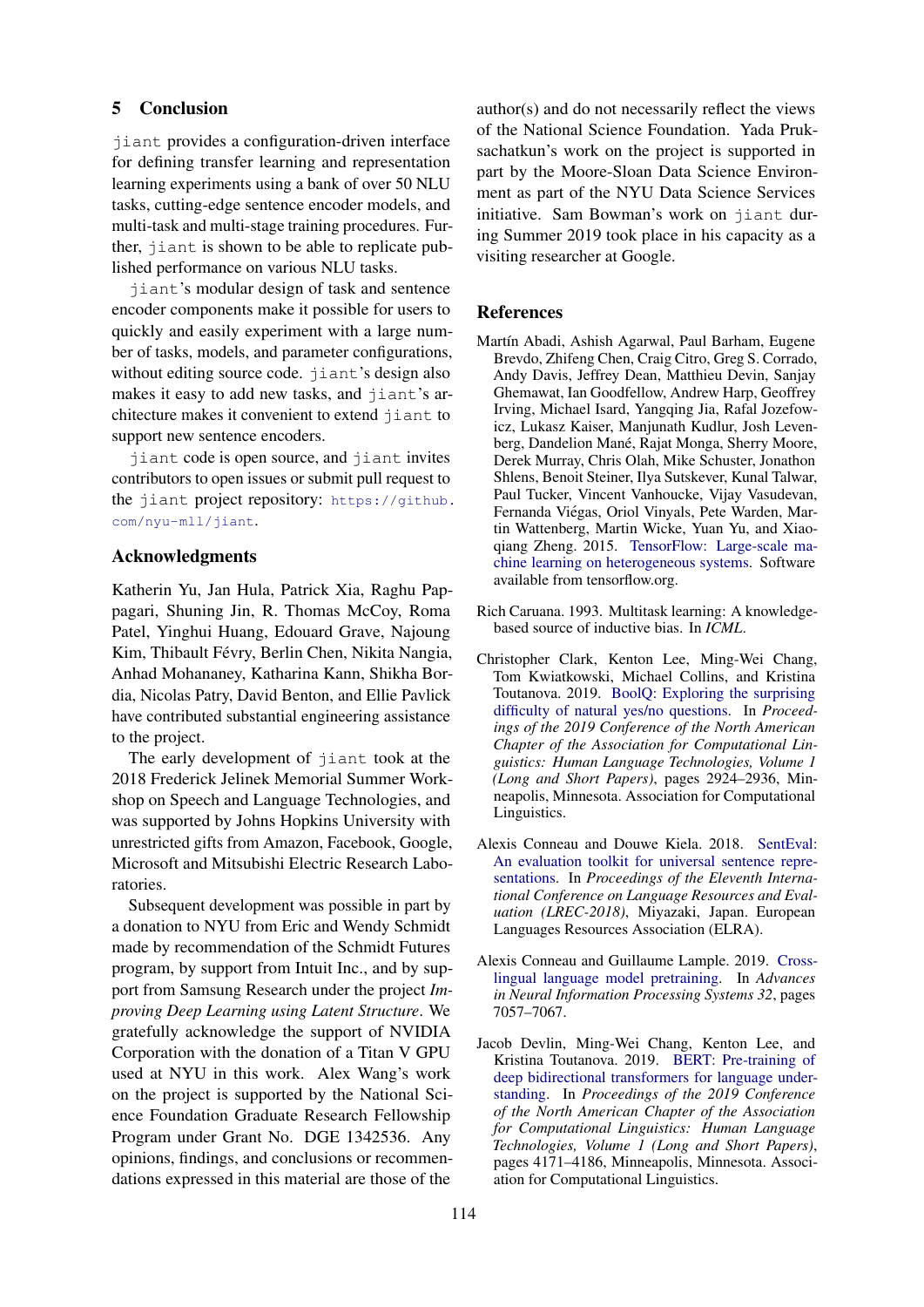## 5 Conclusion

`jiant` provides a configuration-driven interface for defining transfer learning and representation learning experiments using a bank of over 50 NLU tasks, cutting-edge sentence encoder models, and multi-task and multi-stage training procedures. Further, `jiant` is shown to be able to replicate published performance on various NLU tasks.

`jiant`'s modular design of task and sentence encoder components make it possible for users to quickly and easily experiment with a large number of tasks, models, and parameter configurations, without editing source code. `jiant`'s design also makes it easy to add new tasks, and `jiant`'s architecture makes it convenient to extend `jiant` to support new sentence encoders.

`jiant` code is open source, and `jiant` invites contributors to open issues or submit pull request to the `jiant` project repository: `https://github.com/nyu-mll/jiant`.

## Acknowledgments

Katherin Yu, Jan Hula, Patrick Xia, Raghu Pappagari, Shuning Jin, R. Thomas McCoy, Roma Patel, Yinghui Huang, Edouard Grave, Najoung Kim, Thibault Févry, Berlin Chen, Nikita Nangia, Anhad Mohananey, Katharina Kann, Shikha Bordia, Nicolas Patry, David Benton, and Ellie Pavlick have contributed substantial engineering assistance to the project.

The early development of `jiant` took at the 2018 Frederick Jelinek Memorial Summer Workshop on Speech and Language Technologies, and was supported by Johns Hopkins University with unrestricted gifts from Amazon, Facebook, Google, Microsoft and Mitsubishi Electric Research Laboratories.

Subsequent development was possible in part by a donation to NYU from Eric and Wendy Schmidt made by recommendation of the Schmidt Futures program, by support from Intuit Inc., and by support from Samsung Research under the project *Improving Deep Learning using Latent Structure*. We gratefully acknowledge the support of NVIDIA Corporation with the donation of a Titan V GPU used at NYU in this work. Alex Wang's work on the project is supported by the National Science Foundation Graduate Research Fellowship Program under Grant No. DGE 1342536. Any opinions, findings, and conclusions or recommendations expressed in this material are those of the author(s) and do not necessarily reflect the views of the National Science Foundation. Yada Pruksachatkun's work on the project is supported in part by the Moore-Sloan Data Science Environment as part of the NYU Data Science Services initiative. Sam Bowman's work on `jiant` during Summer 2019 took place in his capacity as a visiting researcher at Google.

## References

Martín Abadi, Ashish Agarwal, Paul Barham, Eugene Brevdo, Zhifeng Chen, Craig Citro, Greg S. Corrado, Andy Davis, Jeffrey Dean, Matthieu Devin, Sanjay Ghemawat, Ian Goodfellow, Andrew Harp, Geoffrey Irving, Michael Isard, Yangqing Jia, Rafal Jozefowicz, Lukasz Kaiser, Manjunath Kudlur, Josh Levenberg, Dandelion Mané, Rajat Monga, Sherry Moore, Derek Murray, Chris Olah, Mike Schuster, Jonathon Shlens, Benoit Steiner, Ilya Sutskever, Kunal Talwar, Paul Tucker, Vincent Vanhoucke, Vijay Vasudevan, Fernanda Viégas, Oriol Vinyals, Pete Warden, Martin Wattenberg, Martin Wicke, Yuan Yu, and Xiaoqiang Zheng. 2015. TensorFlow: Large-scale machine learning on heterogeneous systems. Software available from tensorflow.org.

Rich Caruana. 1993. Multitask learning: A knowledge-based source of inductive bias. In *ICML*.

Christopher Clark, Kenton Lee, Ming-Wei Chang, Tom Kwiatkowski, Michael Collins, and Kristina Toutanova. 2019. BoolQ: Exploring the surprising difficulty of natural yes/no questions. In *Proceedings of the 2019 Conference of the North American Chapter of the Association for Computational Linguistics: Human Language Technologies, Volume 1 (Long and Short Papers)*, pages 2924–2936, Minneapolis, Minnesota. Association for Computational Linguistics.

Alexis Conneau and Douwe Kiela. 2018. SentEval: An evaluation toolkit for universal sentence representations. In *Proceedings of the Eleventh International Conference on Language Resources and Evaluation (LREC-2018)*, Miyazaki, Japan. European Languages Resources Association (ELRA).

Alexis Conneau and Guillaume Lample. 2019. Cross-lingual language model pretraining. In *Advances in Neural Information Processing Systems 32*, pages 7057–7067.

Jacob Devlin, Ming-Wei Chang, Kenton Lee, and Kristina Toutanova. 2019. BERT: Pre-training of deep bidirectional transformers for language understanding. In *Proceedings of the 2019 Conference of the North American Chapter of the Association for Computational Linguistics: Human Language Technologies, Volume 1 (Long and Short Papers)*, pages 4171–4186, Minneapolis, Minnesota. Association for Computational Linguistics.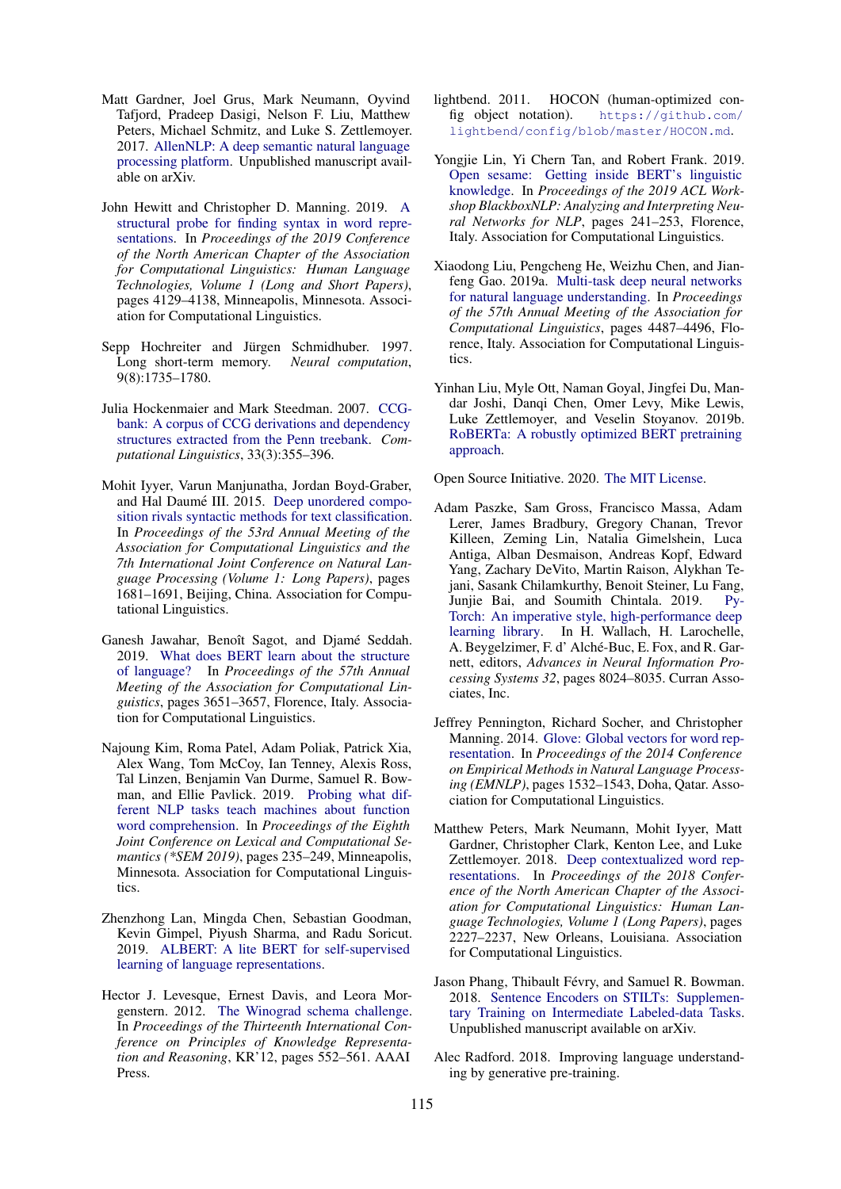Matt Gardner, Joel Grus, Mark Neumann, Oyvind Tafjord, Pradeep Dasigi, Nelson F. Liu, Matthew Peters, Michael Schmitz, and Luke S. Zettlemoyer. 2017. AllenNLP: A deep semantic natural language processing platform. Unpublished manuscript available on arXiv.

John Hewitt and Christopher D. Manning. 2019. A structural probe for finding syntax in word representations. In *Proceedings of the 2019 Conference of the North American Chapter of the Association for Computational Linguistics: Human Language Technologies, Volume 1 (Long and Short Papers)*, pages 4129–4138, Minneapolis, Minnesota. Association for Computational Linguistics.

Sepp Hochreiter and Jürgen Schmidhuber. 1997. Long short-term memory. *Neural computation*, 9(8):1735–1780.

Julia Hockenmaier and Mark Steedman. 2007. CCGbank: A corpus of CCG derivations and dependency structures extracted from the Penn treebank. *Computational Linguistics*, 33(3):355–396.

Mohit Iyyer, Varun Manjunatha, Jordan Boyd-Graber, and Hal Daumé III. 2015. Deep unordered composition rivals syntactic methods for text classification. In *Proceedings of the 53rd Annual Meeting of the Association for Computational Linguistics and the 7th International Joint Conference on Natural Language Processing (Volume 1: Long Papers)*, pages 1681–1691, Beijing, China. Association for Computational Linguistics.

Ganesh Jawahar, Benoît Sagot, and Djamé Seddah. 2019. What does BERT learn about the structure of language? In *Proceedings of the 57th Annual Meeting of the Association for Computational Linguistics*, pages 3651–3657, Florence, Italy. Association for Computational Linguistics.

Najoung Kim, Roma Patel, Adam Poliak, Patrick Xia, Alex Wang, Tom McCoy, Ian Tenney, Alexis Ross, Tal Linzen, Benjamin Van Durme, Samuel R. Bowman, and Ellie Pavlick. 2019. Probing what different NLP tasks teach machines about function word comprehension. In *Proceedings of the Eighth Joint Conference on Lexical and Computational Semantics (*SEM 2019)*, pages 235–249, Minneapolis, Minnesota. Association for Computational Linguistics.

Zhenzhong Lan, Mingda Chen, Sebastian Goodman, Kevin Gimpel, Piyush Sharma, and Radu Soricut. 2019. ALBERT: A lite BERT for self-supervised learning of language representations.

Hector J. Levesque, Ernest Davis, and Leora Morgenstern. 2012. The Winograd schema challenge. In *Proceedings of the Thirteenth International Conference on Principles of Knowledge Representation and Reasoning*, KR'12, pages 552–561. AAAI Press.

lightbend. 2011. HOCON (human-optimized config object notation). https://github.com/lightbend/config/blob/master/HOCON.md.

Yongjie Lin, Yi Chern Tan, and Robert Frank. 2019. Open sesame: Getting inside BERT's linguistic knowledge. In *Proceedings of the 2019 ACL Workshop BlackboxNLP: Analyzing and Interpreting Neural Networks for NLP*, pages 241–253, Florence, Italy. Association for Computational Linguistics.

Xiaodong Liu, Pengcheng He, Weizhu Chen, and Jianfeng Gao. 2019a. Multi-task deep neural networks for natural language understanding. In *Proceedings of the 57th Annual Meeting of the Association for Computational Linguistics*, pages 4487–4496, Florence, Italy. Association for Computational Linguistics.

Yinhan Liu, Myle Ott, Naman Goyal, Jingfei Du, Mandar Joshi, Danqi Chen, Omer Levy, Mike Lewis, Luke Zettlemoyer, and Veselin Stoyanov. 2019b. RoBERTa: A robustly optimized BERT pretraining approach.

Open Source Initiative. 2020. The MIT License.

Adam Paszke, Sam Gross, Francisco Massa, Adam Lerer, James Bradbury, Gregory Chanan, Trevor Killeen, Zeming Lin, Natalia Gimelshein, Luca Antiga, Alban Desmaison, Andreas Kopf, Edward Yang, Zachary DeVito, Martin Raison, Alykhan Tejani, Sasank Chilamkurthy, Benoit Steiner, Lu Fang, Junjie Bai, and Soumith Chintala. 2019. PyTorch: An imperative style, high-performance deep learning library. In H. Wallach, H. Larochelle, A. Beygelzimer, F. d' Alché-Buc, E. Fox, and R. Garnett, editors, *Advances in Neural Information Processing Systems 32*, pages 8024–8035. Curran Associates, Inc.

Jeffrey Pennington, Richard Socher, and Christopher Manning. 2014. Glove: Global vectors for word representation. In *Proceedings of the 2014 Conference on Empirical Methods in Natural Language Processing (EMNLP)*, pages 1532–1543, Doha, Qatar. Association for Computational Linguistics.

Matthew Peters, Mark Neumann, Mohit Iyyer, Matt Gardner, Christopher Clark, Kenton Lee, and Luke Zettlemoyer. 2018. Deep contextualized word representations. In *Proceedings of the 2018 Conference of the North American Chapter of the Association for Computational Linguistics: Human Language Technologies, Volume 1 (Long Papers)*, pages 2227–2237, New Orleans, Louisiana. Association for Computational Linguistics.

Jason Phang, Thibault Févry, and Samuel R. Bowman. 2018. Sentence Encoders on STILTs: Supplementary Training on Intermediate Labeled-data Tasks. Unpublished manuscript available on arXiv.

Alec Radford. 2018. Improving language understanding by generative pre-training.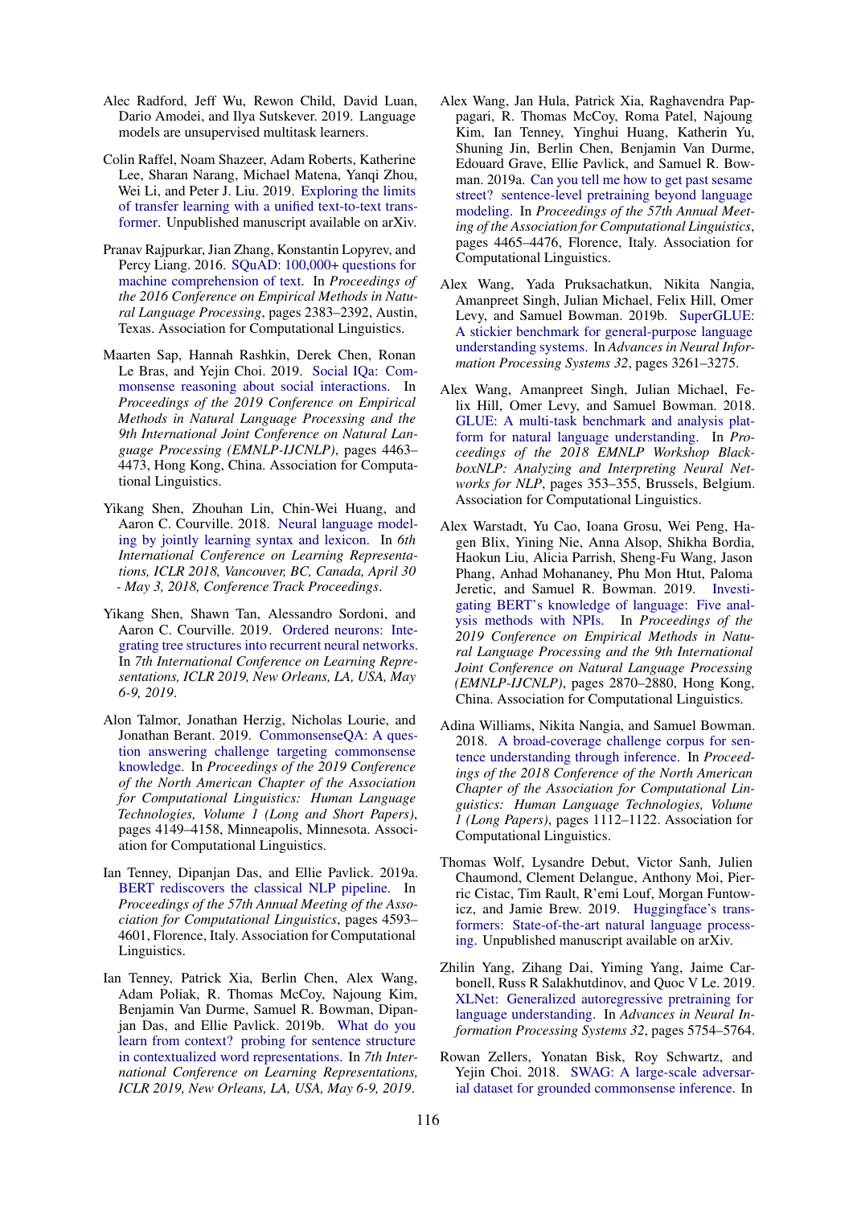Alec Radford, Jeff Wu, Rewon Child, David Luan, Dario Amodei, and Ilya Sutskever. 2019. Language models are unsupervised multitask learners.

Colin Raffel, Noam Shazeer, Adam Roberts, Katherine Lee, Sharan Narang, Michael Matena, Yanqi Zhou, Wei Li, and Peter J. Liu. 2019. Exploring the limits of transfer learning with a unified text-to-text transformer. Unpublished manuscript available on arXiv.

Pranav Rajpurkar, Jian Zhang, Konstantin Lopyrev, and Percy Liang. 2016. SQuAD: 100,000+ questions for machine comprehension of text. In *Proceedings of the 2016 Conference on Empirical Methods in Natural Language Processing*, pages 2383–2392, Austin, Texas. Association for Computational Linguistics.

Maarten Sap, Hannah Rashkin, Derek Chen, Ronan Le Bras, and Yejin Choi. 2019. Social IQa: Commonsense reasoning about social interactions. In *Proceedings of the 2019 Conference on Empirical Methods in Natural Language Processing and the 9th International Joint Conference on Natural Language Processing (EMNLP-IJCNLP)*, pages 4463–4473, Hong Kong, China. Association for Computational Linguistics.

Yikang Shen, Zhouhan Lin, Chin-Wei Huang, and Aaron C. Courville. 2018. Neural language modeling by jointly learning syntax and lexicon. In *6th International Conference on Learning Representations, ICLR 2018, Vancouver, BC, Canada, April 30 - May 3, 2018, Conference Track Proceedings*.

Yikang Shen, Shawn Tan, Alessandro Sordoni, and Aaron C. Courville. 2019. Ordered neurons: Integrating tree structures into recurrent neural networks. In *7th International Conference on Learning Representations, ICLR 2019, New Orleans, LA, USA, May 6-9, 2019*.

Alon Talmor, Jonathan Herzig, Nicholas Lourie, and Jonathan Berant. 2019. CommonsenseQA: A question answering challenge targeting commonsense knowledge. In *Proceedings of the 2019 Conference of the North American Chapter of the Association for Computational Linguistics: Human Language Technologies, Volume 1 (Long and Short Papers)*, pages 4149–4158, Minneapolis, Minnesota. Association for Computational Linguistics.

Ian Tenney, Dipanjan Das, and Ellie Pavlick. 2019a. BERT rediscovers the classical NLP pipeline. In *Proceedings of the 57th Annual Meeting of the Association for Computational Linguistics*, pages 4593–4601, Florence, Italy. Association for Computational Linguistics.

Ian Tenney, Patrick Xia, Berlin Chen, Alex Wang, Adam Poliak, R. Thomas McCoy, Najoung Kim, Benjamin Van Durme, Samuel R. Bowman, Dipanjan Das, and Ellie Pavlick. 2019b. What do you learn from context? probing for sentence structure in contextualized word representations. In *7th International Conference on Learning Representations, ICLR 2019, New Orleans, LA, USA, May 6-9, 2019*.

Alex Wang, Jan Hula, Patrick Xia, Raghavendra Pappagari, R. Thomas McCoy, Roma Patel, Najoung Kim, Ian Tenney, Yinghui Huang, Katherin Yu, Shuning Jin, Berlin Chen, Benjamin Van Durme, Edouard Grave, Ellie Pavlick, and Samuel R. Bowman. 2019a. Can you tell me how to get past sesame street? sentence-level pretraining beyond language modeling. In *Proceedings of the 57th Annual Meeting of the Association for Computational Linguistics*, pages 4465–4476, Florence, Italy. Association for Computational Linguistics.

Alex Wang, Yada Pruksachatkun, Nikita Nangia, Amanpreet Singh, Julian Michael, Felix Hill, Omer Levy, and Samuel Bowman. 2019b. SuperGLUE: A stickier benchmark for general-purpose language understanding systems. In *Advances in Neural Information Processing Systems 32*, pages 3261–3275.

Alex Wang, Amanpreet Singh, Julian Michael, Felix Hill, Omer Levy, and Samuel Bowman. 2018. GLUE: A multi-task benchmark and analysis platform for natural language understanding. In *Proceedings of the 2018 EMNLP Workshop BlackboxNLP: Analyzing and Interpreting Neural Networks for NLP*, pages 353–355, Brussels, Belgium. Association for Computational Linguistics.

Alex Warstadt, Yu Cao, Ioana Grosu, Wei Peng, Hagen Blix, Yining Nie, Anna Alsop, Shikha Bordia, Haokun Liu, Alicia Parrish, Sheng-Fu Wang, Jason Phang, Anhad Mohananey, Phu Mon Htut, Paloma Jeretic, and Samuel R. Bowman. 2019. Investigating BERT's knowledge of language: Five analysis methods with NPIs. In *Proceedings of the 2019 Conference on Empirical Methods in Natural Language Processing and the 9th International Joint Conference on Natural Language Processing (EMNLP-IJCNLP)*, pages 2870–2880, Hong Kong, China. Association for Computational Linguistics.

Adina Williams, Nikita Nangia, and Samuel Bowman. 2018. A broad-coverage challenge corpus for sentence understanding through inference. In *Proceedings of the 2018 Conference of the North American Chapter of the Association for Computational Linguistics: Human Language Technologies, Volume 1 (Long Papers)*, pages 1112–1122. Association for Computational Linguistics.

Thomas Wolf, Lysandre Debut, Victor Sanh, Julien Chaumond, Clement Delangue, Anthony Moi, Pierric Cistac, Tim Rault, R'emi Louf, Morgan Funtowicz, and Jamie Brew. 2019. Huggingface's transformers: State-of-the-art natural language processing. Unpublished manuscript available on arXiv.

Zhilin Yang, Zihang Dai, Yiming Yang, Jaime Carbonell, Russ R Salakhutdinov, and Quoc V Le. 2019. XLNet: Generalized autoregressive pretraining for language understanding. In *Advances in Neural Information Processing Systems 32*, pages 5754–5764.

Rowan Zellers, Yonatan Bisk, Roy Schwartz, and Yejin Choi. 2018. SWAG: A large-scale adversarial dataset for grounded commonsense inference. In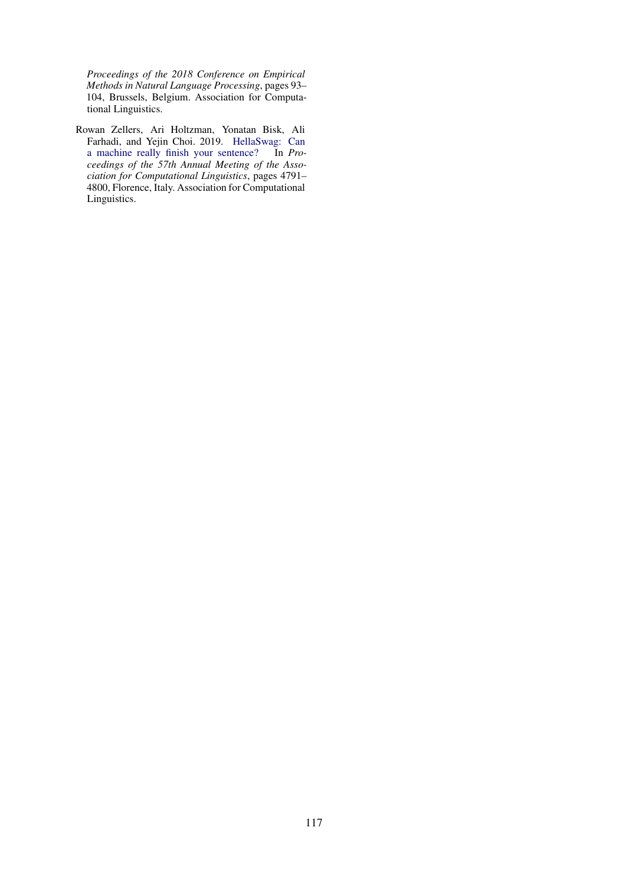*Proceedings of the 2018 Conference on Empirical Methods in Natural Language Processing*, pages 93–104, Brussels, Belgium. Association for Computational Linguistics.

Rowan Zellers, Ari Holtzman, Yonatan Bisk, Ali Farhadi, and Yejin Choi. 2019. HellaSwag: Can a machine really finish your sentence? In *Proceedings of the 57th Annual Meeting of the Association for Computational Linguistics*, pages 4791–4800, Florence, Italy. Association for Computational Linguistics.